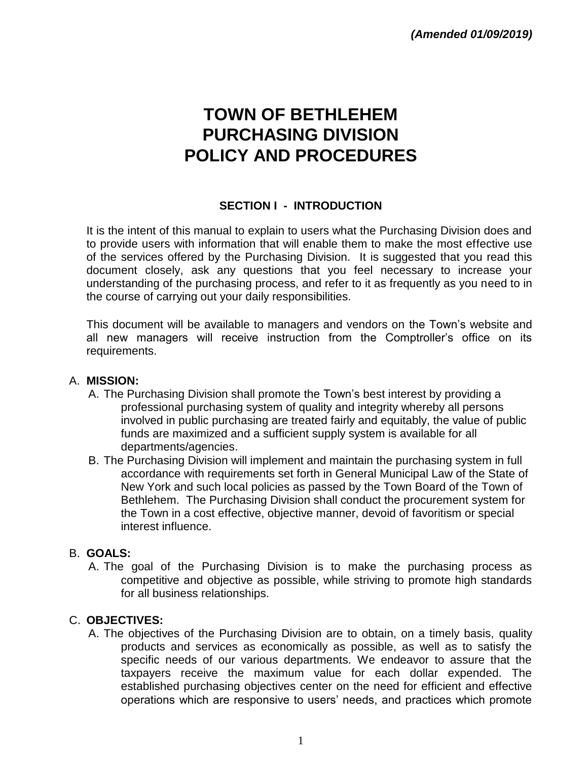*(Amended 01/09/2019)*

# TOWN OF BETHLEHEM PURCHASING DIVISION POLICY AND PROCEDURES

## SECTION I - INTRODUCTION

It is the intent of this manual to explain to users what the Purchasing Division does and to provide users with information that will enable them to make the most effective use of the services offered by the Purchasing Division. It is suggested that you read this document closely, ask any questions that you feel necessary to increase your understanding of the purchasing process, and refer to it as frequently as you need to in the course of carrying out your daily responsibilities.

This document will be available to managers and vendors on the Town's website and all new managers will receive instruction from the Comptroller's office on its requirements.

A. **MISSION:**

A. The Purchasing Division shall promote the Town's best interest by providing a professional purchasing system of quality and integrity whereby all persons involved in public purchasing are treated fairly and equitably, the value of public funds are maximized and a sufficient supply system is available for all departments/agencies.

B. The Purchasing Division will implement and maintain the purchasing system in full accordance with requirements set forth in General Municipal Law of the State of New York and such local policies as passed by the Town Board of the Town of Bethlehem. The Purchasing Division shall conduct the procurement system for the Town in a cost effective, objective manner, devoid of favoritism or special interest influence.

B. **GOALS:**

A. The goal of the Purchasing Division is to make the purchasing process as competitive and objective as possible, while striving to promote high standards for all business relationships.

C. **OBJECTIVES:**

A. The objectives of the Purchasing Division are to obtain, on a timely basis, quality products and services as economically as possible, as well as to satisfy the specific needs of our various departments. We endeavor to assure that the taxpayers receive the maximum value for each dollar expended. The established purchasing objectives center on the need for efficient and effective operations which are responsive to users' needs, and practices which promote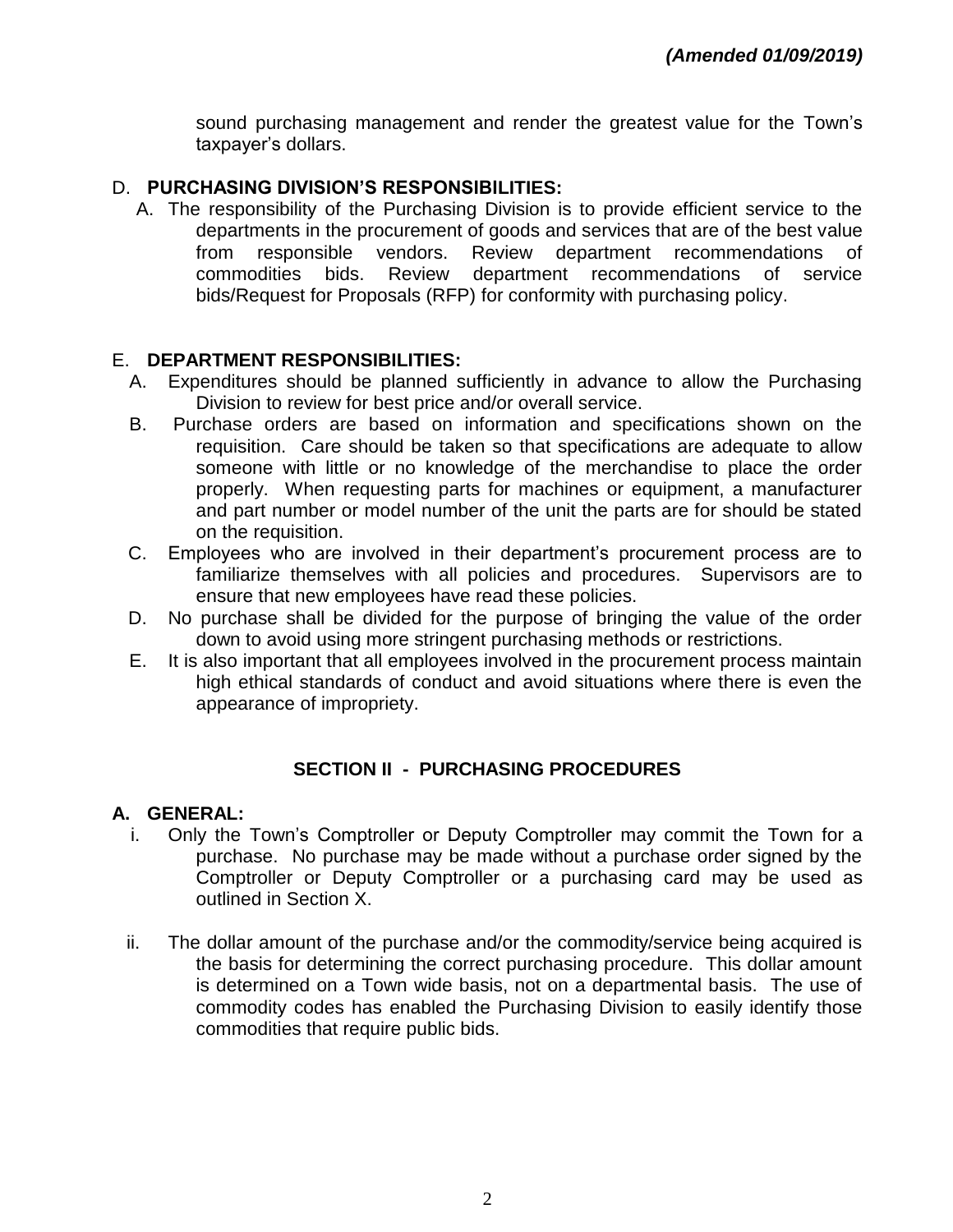*(Amended 01/09/2019)*

sound purchasing management and render the greatest value for the Town's taxpayer's dollars.

D. **PURCHASING DIVISION'S RESPONSIBILITIES:**

A. The responsibility of the Purchasing Division is to provide efficient service to the departments in the procurement of goods and services that are of the best value from responsible vendors. Review department recommendations of commodities bids. Review department recommendations of service bids/Request for Proposals (RFP) for conformity with purchasing policy.

E. **DEPARTMENT RESPONSIBILITIES:**

A. Expenditures should be planned sufficiently in advance to allow the Purchasing Division to review for best price and/or overall service.

B. Purchase orders are based on information and specifications shown on the requisition. Care should be taken so that specifications are adequate to allow someone with little or no knowledge of the merchandise to place the order properly. When requesting parts for machines or equipment, a manufacturer and part number or model number of the unit the parts are for should be stated on the requisition.

C. Employees who are involved in their department's procurement process are to familiarize themselves with all policies and procedures. Supervisors are to ensure that new employees have read these policies.

D. No purchase shall be divided for the purpose of bringing the value of the order down to avoid using more stringent purchasing methods or restrictions.

E. It is also important that all employees involved in the procurement process maintain high ethical standards of conduct and avoid situations where there is even the appearance of impropriety.

## SECTION II - PURCHASING PROCEDURES

**A. GENERAL:**

i. Only the Town's Comptroller or Deputy Comptroller may commit the Town for a purchase. No purchase may be made without a purchase order signed by the Comptroller or Deputy Comptroller or a purchasing card may be used as outlined in Section X.

ii. The dollar amount of the purchase and/or the commodity/service being acquired is the basis for determining the correct purchasing procedure. This dollar amount is determined on a Town wide basis, not on a departmental basis. The use of commodity codes has enabled the Purchasing Division to easily identify those commodities that require public bids.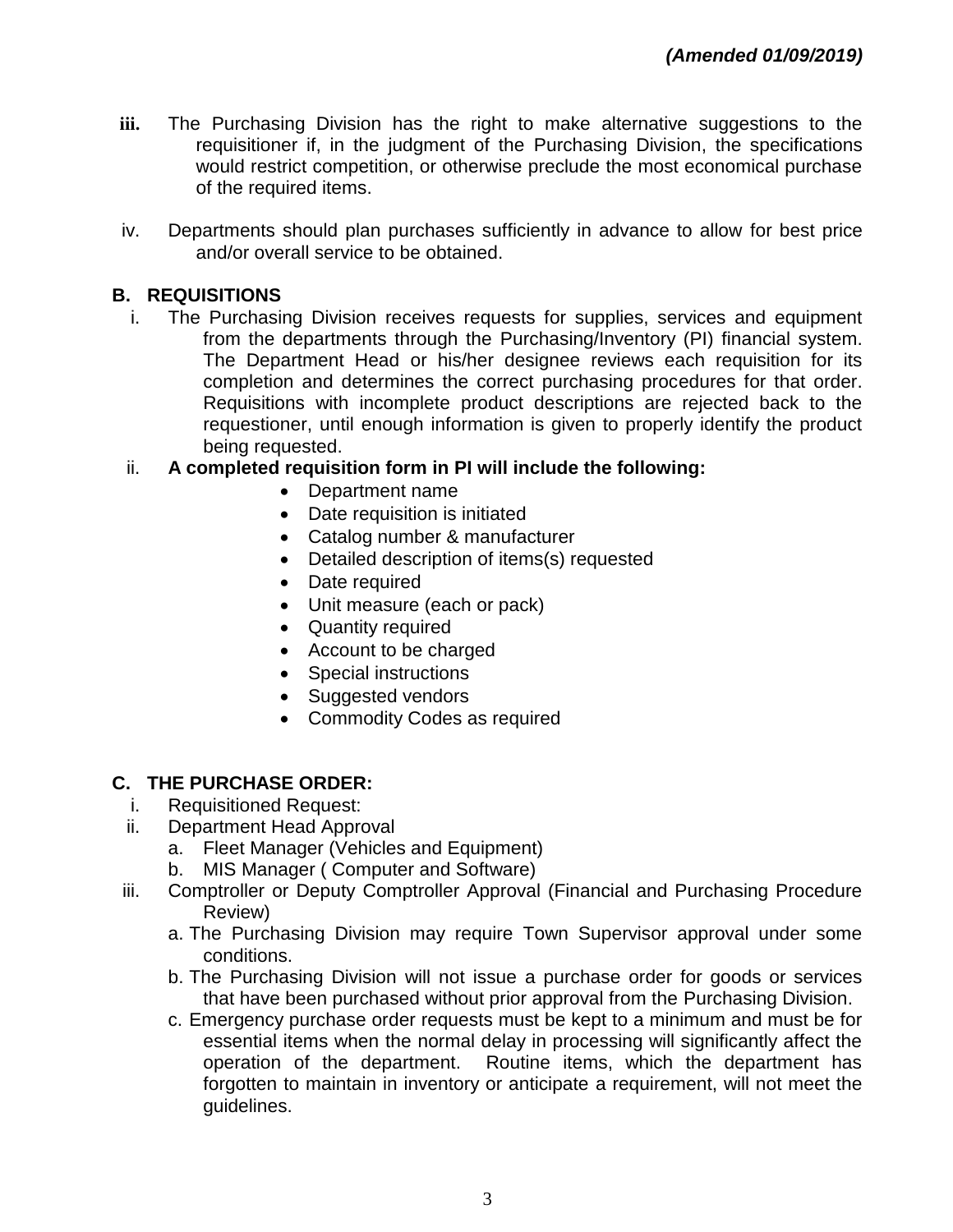*(Amended 01/09/2019)*

**iii.** The Purchasing Division has the right to make alternative suggestions to the requisitioner if, in the judgment of the Purchasing Division, the specifications would restrict competition, or otherwise preclude the most economical purchase of the required items.

iv. Departments should plan purchases sufficiently in advance to allow for best price and/or overall service to be obtained.

## B. REQUISITIONS

i. The Purchasing Division receives requests for supplies, services and equipment from the departments through the Purchasing/Inventory (PI) financial system. The Department Head or his/her designee reviews each requisition for its completion and determines the correct purchasing procedures for that order. Requisitions with incomplete product descriptions are rejected back to the requestioner, until enough information is given to properly identify the product being requested.

ii. **A completed requisition form in PI will include the following:**

- Department name
- Date requisition is initiated
- Catalog number & manufacturer
- Detailed description of items(s) requested
- Date required
- Unit measure (each or pack)
- Quantity required
- Account to be charged
- Special instructions
- Suggested vendors
- Commodity Codes as required

## C. THE PURCHASE ORDER:

i. Requisitioned Request:

ii. Department Head Approval
   a. Fleet Manager (Vehicles and Equipment)
   b. MIS Manager ( Computer and Software)

iii. Comptroller or Deputy Comptroller Approval (Financial and Purchasing Procedure Review)
   a. The Purchasing Division may require Town Supervisor approval under some conditions.
   b. The Purchasing Division will not issue a purchase order for goods or services that have been purchased without prior approval from the Purchasing Division.
   c. Emergency purchase order requests must be kept to a minimum and must be for essential items when the normal delay in processing will significantly affect the operation of the department. Routine items, which the department has forgotten to maintain in inventory or anticipate a requirement, will not meet the guidelines.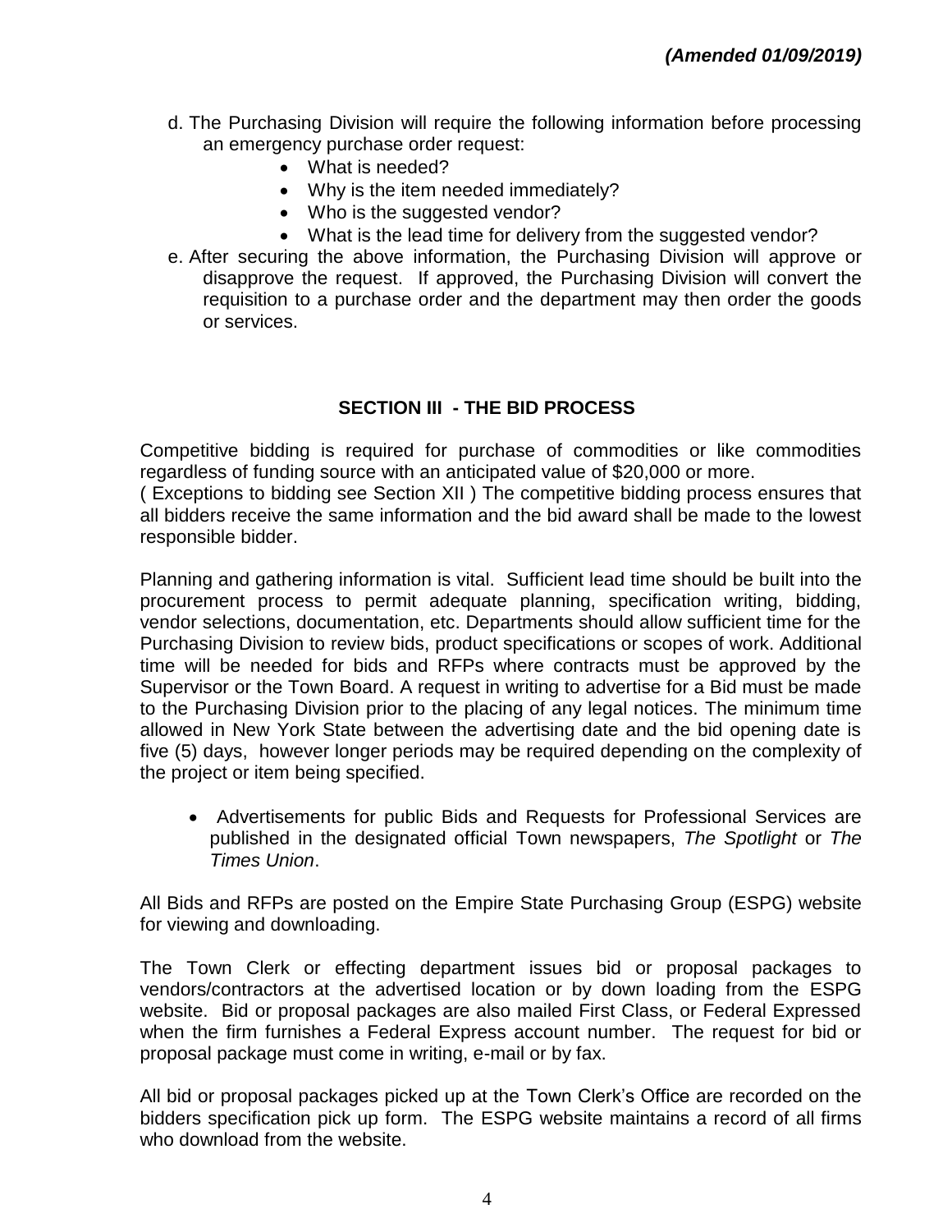***(Amended 01/09/2019)***

d. The Purchasing Division will require the following information before processing an emergency purchase order request:
   - What is needed?
   - Why is the item needed immediately?
   - Who is the suggested vendor?
   - What is the lead time for delivery from the suggested vendor?

e. After securing the above information, the Purchasing Division will approve or disapprove the request. If approved, the Purchasing Division will convert the requisition to a purchase order and the department may then order the goods or services.

## SECTION III - THE BID PROCESS

Competitive bidding is required for purchase of commodities or like commodities regardless of funding source with an anticipated value of $20,000 or more.
( Exceptions to bidding see Section XII ) The competitive bidding process ensures that all bidders receive the same information and the bid award shall be made to the lowest responsible bidder.

Planning and gathering information is vital. Sufficient lead time should be built into the procurement process to permit adequate planning, specification writing, bidding, vendor selections, documentation, etc. Departments should allow sufficient time for the Purchasing Division to review bids, product specifications or scopes of work. Additional time will be needed for bids and RFPs where contracts must be approved by the Supervisor or the Town Board. A request in writing to advertise for a Bid must be made to the Purchasing Division prior to the placing of any legal notices. The minimum time allowed in New York State between the advertising date and the bid opening date is five (5) days, however longer periods may be required depending on the complexity of the project or item being specified.

- Advertisements for public Bids and Requests for Professional Services are published in the designated official Town newspapers, *The Spotlight* or *The Times Union*.

All Bids and RFPs are posted on the Empire State Purchasing Group (ESPG) website for viewing and downloading.

The Town Clerk or effecting department issues bid or proposal packages to vendors/contractors at the advertised location or by down loading from the ESPG website. Bid or proposal packages are also mailed First Class, or Federal Expressed when the firm furnishes a Federal Express account number. The request for bid or proposal package must come in writing, e-mail or by fax.

All bid or proposal packages picked up at the Town Clerk's Office are recorded on the bidders specification pick up form. The ESPG website maintains a record of all firms who download from the website.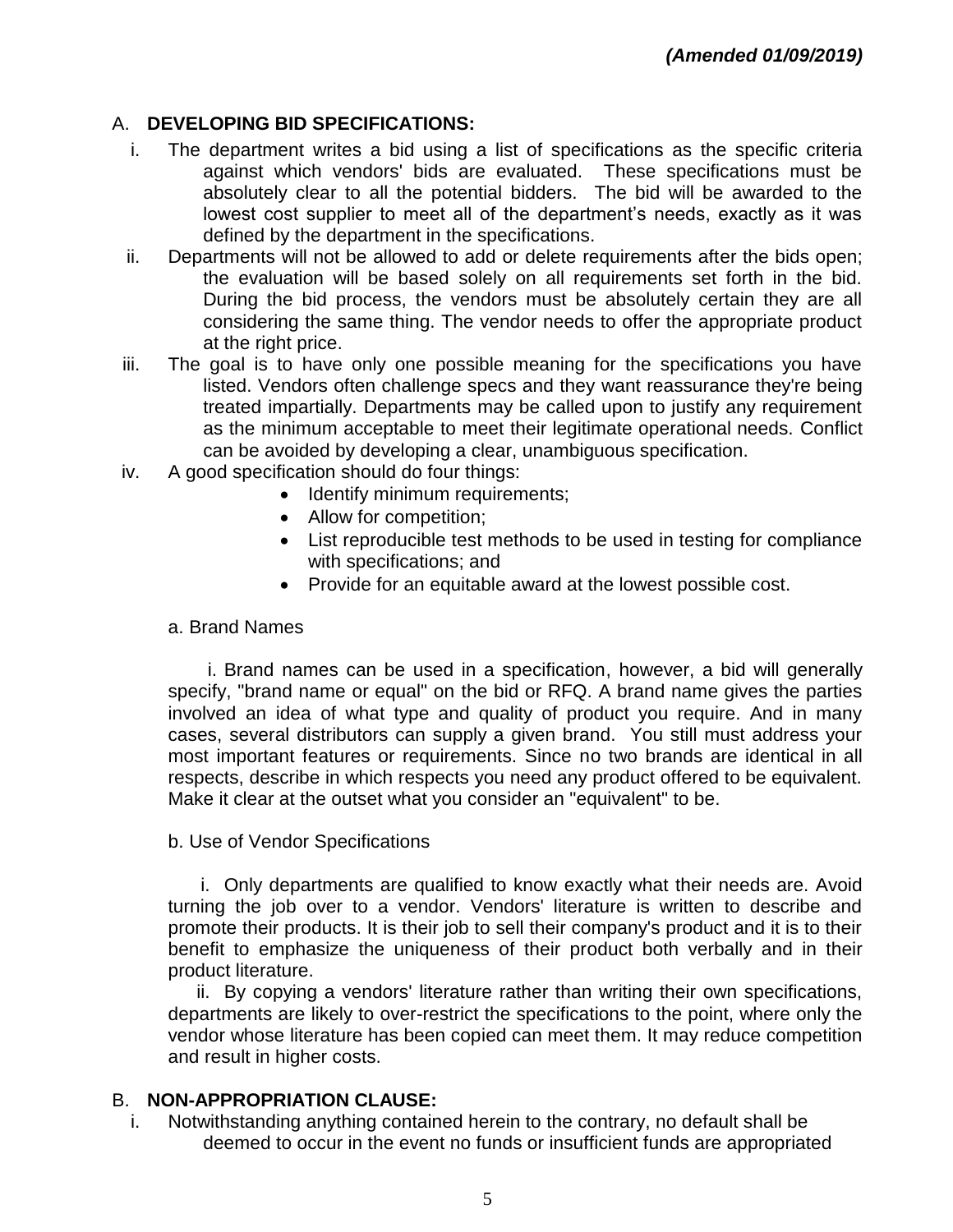***(Amended 01/09/2019)***

A. **DEVELOPING BID SPECIFICATIONS:**

i. The department writes a bid using a list of specifications as the specific criteria against which vendors' bids are evaluated. These specifications must be absolutely clear to all the potential bidders. The bid will be awarded to the lowest cost supplier to meet all of the department's needs, exactly as it was defined by the department in the specifications.

ii. Departments will not be allowed to add or delete requirements after the bids open; the evaluation will be based solely on all requirements set forth in the bid. During the bid process, the vendors must be absolutely certain they are all considering the same thing. The vendor needs to offer the appropriate product at the right price.

iii. The goal is to have only one possible meaning for the specifications you have listed. Vendors often challenge specs and they want reassurance they're being treated impartially. Departments may be called upon to justify any requirement as the minimum acceptable to meet their legitimate operational needs. Conflict can be avoided by developing a clear, unambiguous specification.

iv. A good specification should do four things:

- Identify minimum requirements;
- Allow for competition;
- List reproducible test methods to be used in testing for compliance with specifications; and
- Provide for an equitable award at the lowest possible cost.

a. Brand Names

i. Brand names can be used in a specification, however, a bid will generally specify, "brand name or equal" on the bid or RFQ. A brand name gives the parties involved an idea of what type and quality of product you require. And in many cases, several distributors can supply a given brand. You still must address your most important features or requirements. Since no two brands are identical in all respects, describe in which respects you need any product offered to be equivalent. Make it clear at the outset what you consider an "equivalent" to be.

b. Use of Vendor Specifications

i. Only departments are qualified to know exactly what their needs are. Avoid turning the job over to a vendor. Vendors' literature is written to describe and promote their products. It is their job to sell their company's product and it is to their benefit to emphasize the uniqueness of their product both verbally and in their product literature.

ii. By copying a vendors' literature rather than writing their own specifications, departments are likely to over-restrict the specifications to the point, where only the vendor whose literature has been copied can meet them. It may reduce competition and result in higher costs.

B. **NON-APPROPRIATION CLAUSE:**

i. Notwithstanding anything contained herein to the contrary, no default shall be deemed to occur in the event no funds or insufficient funds are appropriated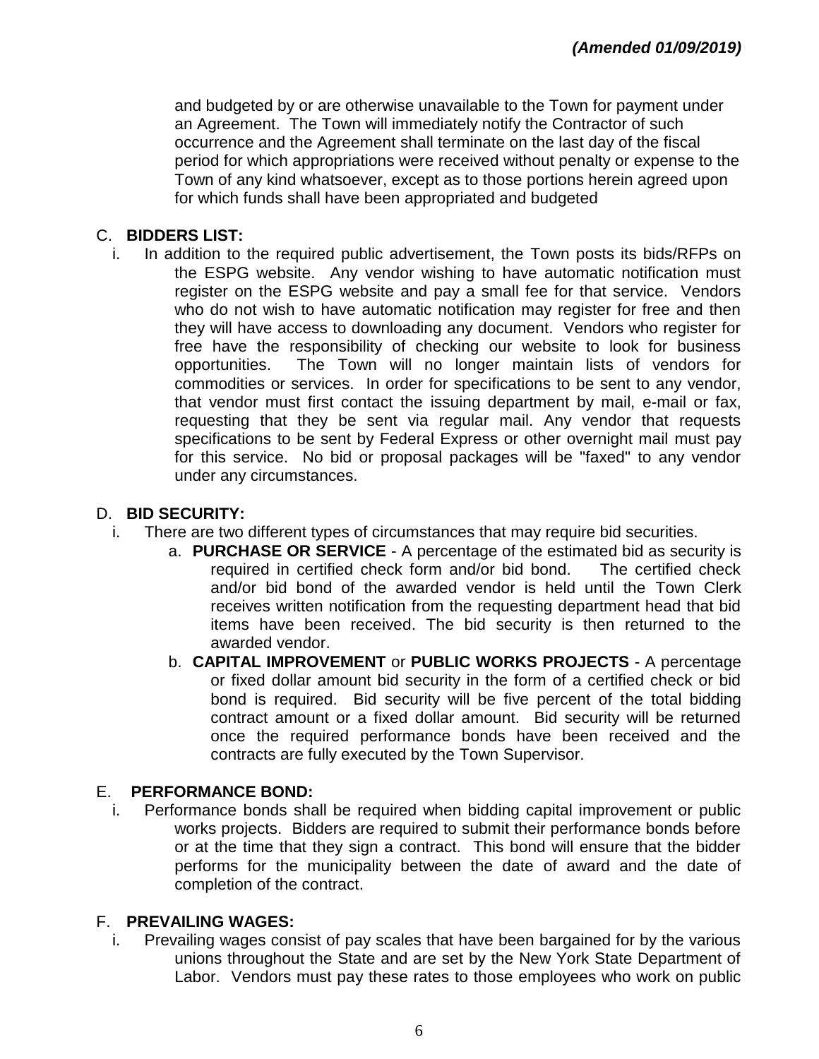*(Amended 01/09/2019)*

and budgeted by or are otherwise unavailable to the Town for payment under an Agreement. The Town will immediately notify the Contractor of such occurrence and the Agreement shall terminate on the last day of the fiscal period for which appropriations were received without penalty or expense to the Town of any kind whatsoever, except as to those portions herein agreed upon for which funds shall have been appropriated and budgeted

C. **BIDDERS LIST:**

i. In addition to the required public advertisement, the Town posts its bids/RFPs on the ESPG website. Any vendor wishing to have automatic notification must register on the ESPG website and pay a small fee for that service. Vendors who do not wish to have automatic notification may register for free and then they will have access to downloading any document. Vendors who register for free have the responsibility of checking our website to look for business opportunities. The Town will no longer maintain lists of vendors for commodities or services. In order for specifications to be sent to any vendor, that vendor must first contact the issuing department by mail, e-mail or fax, requesting that they be sent via regular mail. Any vendor that requests specifications to be sent by Federal Express or other overnight mail must pay for this service. No bid or proposal packages will be "faxed" to any vendor under any circumstances.

D. **BID SECURITY:**

i. There are two different types of circumstances that may require bid securities.

a. **PURCHASE OR SERVICE** - A percentage of the estimated bid as security is required in certified check form and/or bid bond. The certified check and/or bid bond of the awarded vendor is held until the Town Clerk receives written notification from the requesting department head that bid items have been received. The bid security is then returned to the awarded vendor.

b. **CAPITAL IMPROVEMENT** or **PUBLIC WORKS PROJECTS** - A percentage or fixed dollar amount bid security in the form of a certified check or bid bond is required. Bid security will be five percent of the total bidding contract amount or a fixed dollar amount. Bid security will be returned once the required performance bonds have been received and the contracts are fully executed by the Town Supervisor.

E. **PERFORMANCE BOND:**

i. Performance bonds shall be required when bidding capital improvement or public works projects. Bidders are required to submit their performance bonds before or at the time that they sign a contract. This bond will ensure that the bidder performs for the municipality between the date of award and the date of completion of the contract.

F. **PREVAILING WAGES:**

i. Prevailing wages consist of pay scales that have been bargained for by the various unions throughout the State and are set by the New York State Department of Labor. Vendors must pay these rates to those employees who work on public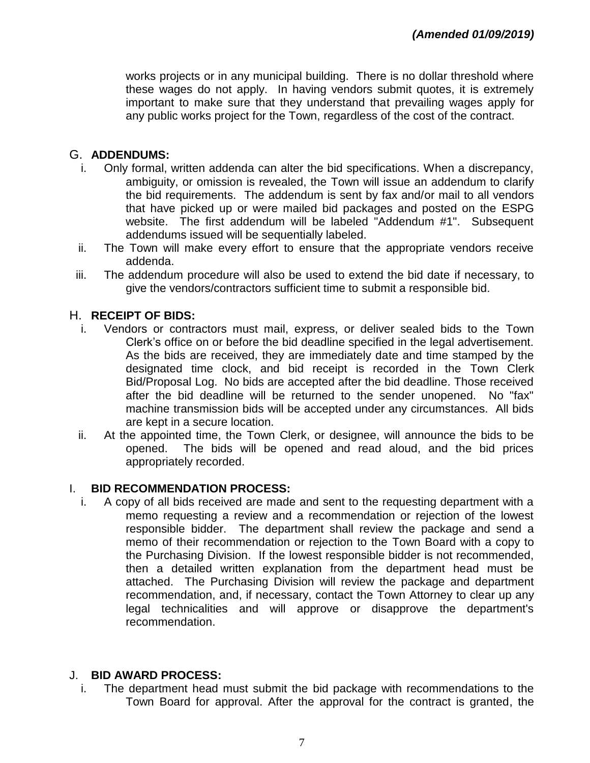*(Amended 01/09/2019)*

works projects or in any municipal building. There is no dollar threshold where these wages do not apply. In having vendors submit quotes, it is extremely important to make sure that they understand that prevailing wages apply for any public works project for the Town, regardless of the cost of the contract.

G. **ADDENDUMS:**

i. Only formal, written addenda can alter the bid specifications. When a discrepancy, ambiguity, or omission is revealed, the Town will issue an addendum to clarify the bid requirements. The addendum is sent by fax and/or mail to all vendors that have picked up or were mailed bid packages and posted on the ESPG website. The first addendum will be labeled "Addendum #1". Subsequent addendums issued will be sequentially labeled.

ii. The Town will make every effort to ensure that the appropriate vendors receive addenda.

iii. The addendum procedure will also be used to extend the bid date if necessary, to give the vendors/contractors sufficient time to submit a responsible bid.

H. **RECEIPT OF BIDS:**

i. Vendors or contractors must mail, express, or deliver sealed bids to the Town Clerk's office on or before the bid deadline specified in the legal advertisement. As the bids are received, they are immediately date and time stamped by the designated time clock, and bid receipt is recorded in the Town Clerk Bid/Proposal Log. No bids are accepted after the bid deadline. Those received after the bid deadline will be returned to the sender unopened. No "fax" machine transmission bids will be accepted under any circumstances. All bids are kept in a secure location.

ii. At the appointed time, the Town Clerk, or designee, will announce the bids to be opened. The bids will be opened and read aloud, and the bid prices appropriately recorded.

I. **BID RECOMMENDATION PROCESS:**

i. A copy of all bids received are made and sent to the requesting department with a memo requesting a review and a recommendation or rejection of the lowest responsible bidder. The department shall review the package and send a memo of their recommendation or rejection to the Town Board with a copy to the Purchasing Division. If the lowest responsible bidder is not recommended, then a detailed written explanation from the department head must be attached. The Purchasing Division will review the package and department recommendation, and, if necessary, contact the Town Attorney to clear up any legal technicalities and will approve or disapprove the department's recommendation.

J. **BID AWARD PROCESS:**

i. The department head must submit the bid package with recommendations to the Town Board for approval. After the approval for the contract is granted, the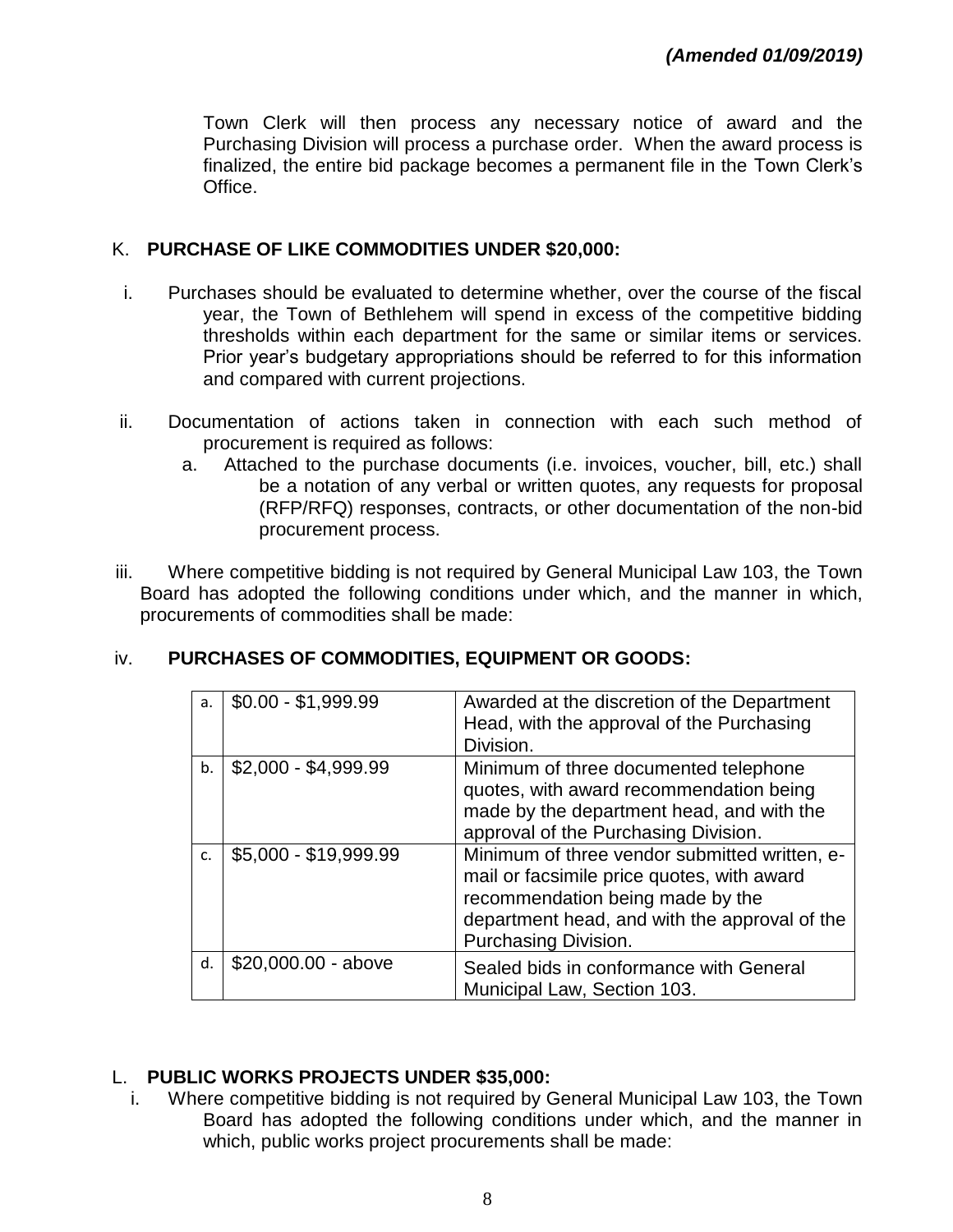*(Amended 01/09/2019)*

Town Clerk will then process any necessary notice of award and the Purchasing Division will process a purchase order. When the award process is finalized, the entire bid package becomes a permanent file in the Town Clerk's Office.

K. **PURCHASE OF LIKE COMMODITIES UNDER $20,000:**

i. Purchases should be evaluated to determine whether, over the course of the fiscal year, the Town of Bethlehem will spend in excess of the competitive bidding thresholds within each department for the same or similar items or services. Prior year's budgetary appropriations should be referred to for this information and compared with current projections.

ii. Documentation of actions taken in connection with each such method of procurement is required as follows:

   a. Attached to the purchase documents (i.e. invoices, voucher, bill, etc.) shall be a notation of any verbal or written quotes, any requests for proposal (RFP/RFQ) responses, contracts, or other documentation of the non-bid procurement process.

iii. Where competitive bidding is not required by General Municipal Law 103, the Town Board has adopted the following conditions under which, and the manner in which, procurements of commodities shall be made:

iv. **PURCHASES OF COMMODITIES, EQUIPMENT OR GOODS:**

| | | |
|---|---|---|
| a. | $0.00 - $1,999.99 | Awarded at the discretion of the Department Head, with the approval of the Purchasing Division. |
| b. | $2,000 - $4,999.99 | Minimum of three documented telephone quotes, with award recommendation being made by the department head, and with the approval of the Purchasing Division. |
| c. | $5,000 - $19,999.99 | Minimum of three vendor submitted written, e-mail or facsimile price quotes, with award recommendation being made by the department head, and with the approval of the Purchasing Division. |
| d. | $20,000.00 - above | Sealed bids in conformance with General Municipal Law, Section 103. |

L. **PUBLIC WORKS PROJECTS UNDER $35,000:**

i. Where competitive bidding is not required by General Municipal Law 103, the Town Board has adopted the following conditions under which, and the manner in which, public works project procurements shall be made: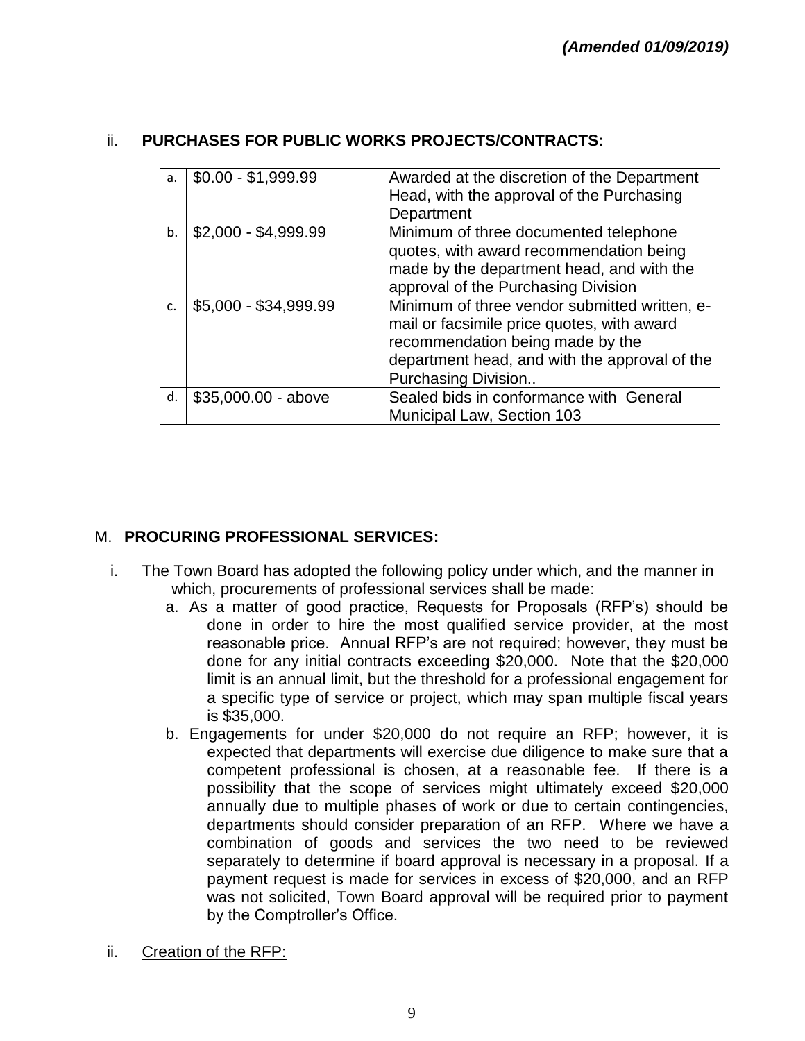*(Amended 01/09/2019)*

### ii. PURCHASES FOR PUBLIC WORKS PROJECTS/CONTRACTS:

| | | |
|---|---|---|
| a. | $0.00 - $1,999.99 | Awarded at the discretion of the Department Head, with the approval of the Purchasing Department |
| b. | $2,000 - $4,999.99 | Minimum of three documented telephone quotes, with award recommendation being made by the department head, and with the approval of the Purchasing Division |
| c. | $5,000 - $34,999.99 | Minimum of three vendor submitted written, e-mail or facsimile price quotes, with award recommendation being made by the department head, and with the approval of the Purchasing Division.. |
| d. | $35,000.00 - above | Sealed bids in conformance with General Municipal Law, Section 103 |

## M. PROCURING PROFESSIONAL SERVICES:

i. The Town Board has adopted the following policy under which, and the manner in which, procurements of professional services shall be made:

a. As a matter of good practice, Requests for Proposals (RFP's) should be done in order to hire the most qualified service provider, at the most reasonable price. Annual RFP's are not required; however, they must be done for any initial contracts exceeding $20,000. Note that the $20,000 limit is an annual limit, but the threshold for a professional engagement for a specific type of service or project, which may span multiple fiscal years is $35,000.

b. Engagements for under $20,000 do not require an RFP; however, it is expected that departments will exercise due diligence to make sure that a competent professional is chosen, at a reasonable fee. If there is a possibility that the scope of services might ultimately exceed $20,000 annually due to multiple phases of work or due to certain contingencies, departments should consider preparation of an RFP. Where we have a combination of goods and services the two need to be reviewed separately to determine if board approval is necessary in a proposal. If a payment request is made for services in excess of $20,000, and an RFP was not solicited, Town Board approval will be required prior to payment by the Comptroller's Office.

ii. Creation of the RFP: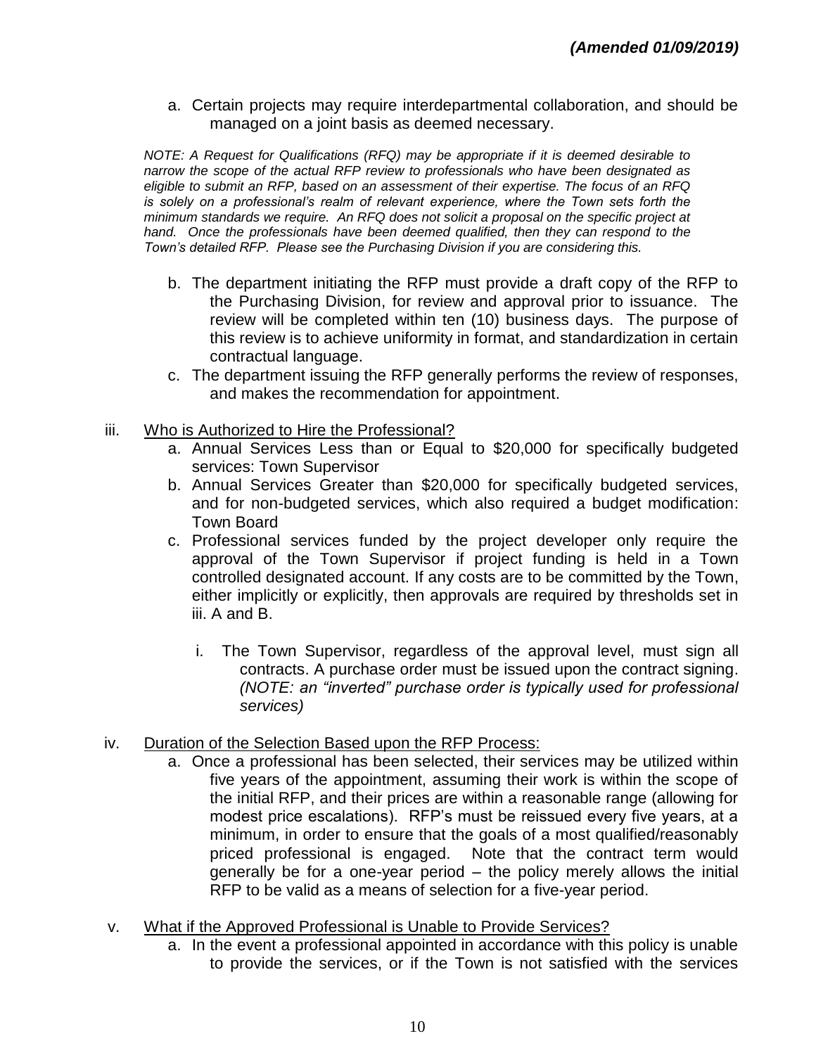***(Amended 01/09/2019)***

a. Certain projects may require interdepartmental collaboration, and should be managed on a joint basis as deemed necessary.

*NOTE: A Request for Qualifications (RFQ) may be appropriate if it is deemed desirable to narrow the scope of the actual RFP review to professionals who have been designated as eligible to submit an RFP, based on an assessment of their expertise. The focus of an RFQ is solely on a professional's realm of relevant experience, where the Town sets forth the minimum standards we require. An RFQ does not solicit a proposal on the specific project at hand. Once the professionals have been deemed qualified, then they can respond to the Town's detailed RFP. Please see the Purchasing Division if you are considering this.*

b. The department initiating the RFP must provide a draft copy of the RFP to the Purchasing Division, for review and approval prior to issuance. The review will be completed within ten (10) business days. The purpose of this review is to achieve uniformity in format, and standardization in certain contractual language.

c. The department issuing the RFP generally performs the review of responses, and makes the recommendation for appointment.

iii. <u>Who is Authorized to Hire the Professional?</u>

a. Annual Services Less than or Equal to $20,000 for specifically budgeted services: Town Supervisor

b. Annual Services Greater than $20,000 for specifically budgeted services, and for non-budgeted services, which also required a budget modification: Town Board

c. Professional services funded by the project developer only require the approval of the Town Supervisor if project funding is held in a Town controlled designated account. If any costs are to be committed by the Town, either implicitly or explicitly, then approvals are required by thresholds set in iii. A and B.

i. The Town Supervisor, regardless of the approval level, must sign all contracts. A purchase order must be issued upon the contract signing. *(NOTE: an "inverted" purchase order is typically used for professional services)*

iv. <u>Duration of the Selection Based upon the RFP Process:</u>

a. Once a professional has been selected, their services may be utilized within five years of the appointment, assuming their work is within the scope of the initial RFP, and their prices are within a reasonable range (allowing for modest price escalations). RFP's must be reissued every five years, at a minimum, in order to ensure that the goals of a most qualified/reasonably priced professional is engaged. Note that the contract term would generally be for a one-year period – the policy merely allows the initial RFP to be valid as a means of selection for a five-year period.

v. <u>What if the Approved Professional is Unable to Provide Services?</u>

a. In the event a professional appointed in accordance with this policy is unable to provide the services, or if the Town is not satisfied with the services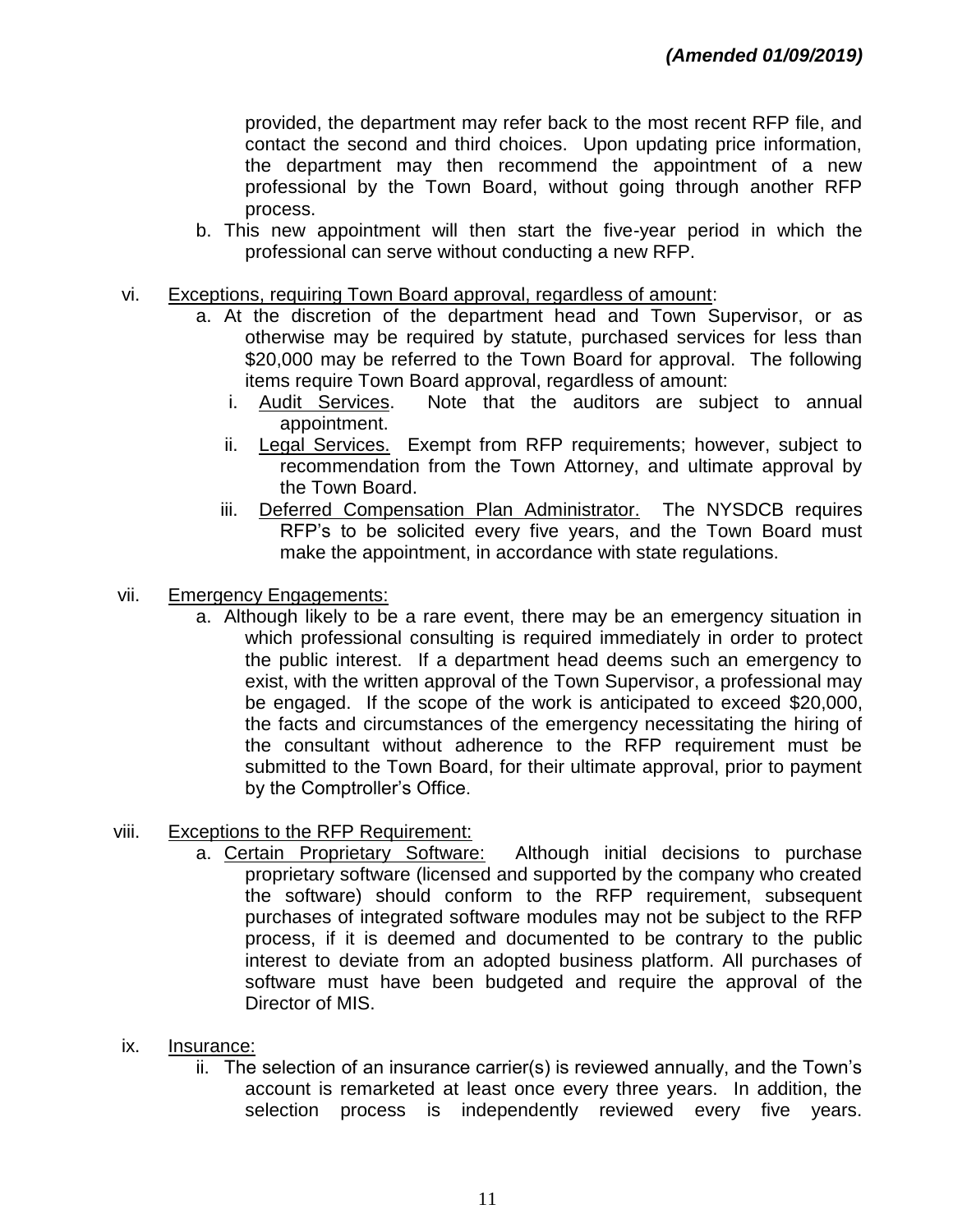***(Amended 01/09/2019)***

provided, the department may refer back to the most recent RFP file, and contact the second and third choices. Upon updating price information, the department may then recommend the appointment of a new professional by the Town Board, without going through another RFP process.

b. This new appointment will then start the five-year period in which the professional can serve without conducting a new RFP.

vi. Exceptions, requiring Town Board approval, regardless of amount:

a. At the discretion of the department head and Town Supervisor, or as otherwise may be required by statute, purchased services for less than $20,000 may be referred to the Town Board for approval. The following items require Town Board approval, regardless of amount:

i. Audit Services. Note that the auditors are subject to annual appointment.

ii. Legal Services. Exempt from RFP requirements; however, subject to recommendation from the Town Attorney, and ultimate approval by the Town Board.

iii. Deferred Compensation Plan Administrator. The NYSDCB requires RFP's to be solicited every five years, and the Town Board must make the appointment, in accordance with state regulations.

vii. Emergency Engagements:

a. Although likely to be a rare event, there may be an emergency situation in which professional consulting is required immediately in order to protect the public interest. If a department head deems such an emergency to exist, with the written approval of the Town Supervisor, a professional may be engaged. If the scope of the work is anticipated to exceed $20,000, the facts and circumstances of the emergency necessitating the hiring of the consultant without adherence to the RFP requirement must be submitted to the Town Board, for their ultimate approval, prior to payment by the Comptroller's Office.

viii. Exceptions to the RFP Requirement:

a. Certain Proprietary Software: Although initial decisions to purchase proprietary software (licensed and supported by the company who created the software) should conform to the RFP requirement, subsequent purchases of integrated software modules may not be subject to the RFP process, if it is deemed and documented to be contrary to the public interest to deviate from an adopted business platform. All purchases of software must have been budgeted and require the approval of the Director of MIS.

ix. Insurance:

ii. The selection of an insurance carrier(s) is reviewed annually, and the Town's account is remarketed at least once every three years. In addition, the selection process is independently reviewed every five years.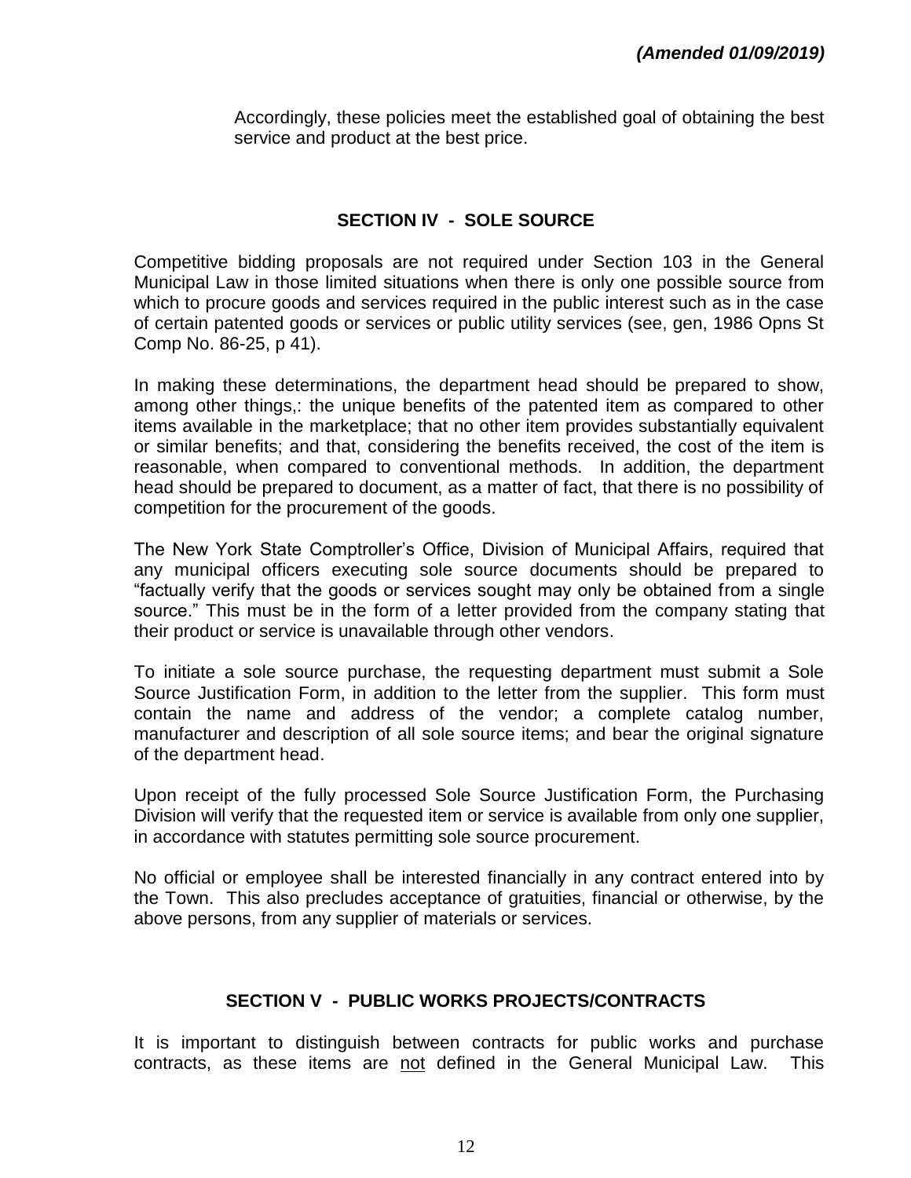*(Amended 01/09/2019)*

Accordingly, these policies meet the established goal of obtaining the best service and product at the best price.

## SECTION IV - SOLE SOURCE

Competitive bidding proposals are not required under Section 103 in the General Municipal Law in those limited situations when there is only one possible source from which to procure goods and services required in the public interest such as in the case of certain patented goods or services or public utility services (see, gen, 1986 Opns St Comp No. 86-25, p 41).

In making these determinations, the department head should be prepared to show, among other things,: the unique benefits of the patented item as compared to other items available in the marketplace; that no other item provides substantially equivalent or similar benefits; and that, considering the benefits received, the cost of the item is reasonable, when compared to conventional methods. In addition, the department head should be prepared to document, as a matter of fact, that there is no possibility of competition for the procurement of the goods.

The New York State Comptroller's Office, Division of Municipal Affairs, required that any municipal officers executing sole source documents should be prepared to "factually verify that the goods or services sought may only be obtained from a single source." This must be in the form of a letter provided from the company stating that their product or service is unavailable through other vendors.

To initiate a sole source purchase, the requesting department must submit a Sole Source Justification Form, in addition to the letter from the supplier. This form must contain the name and address of the vendor; a complete catalog number, manufacturer and description of all sole source items; and bear the original signature of the department head.

Upon receipt of the fully processed Sole Source Justification Form, the Purchasing Division will verify that the requested item or service is available from only one supplier, in accordance with statutes permitting sole source procurement.

No official or employee shall be interested financially in any contract entered into by the Town. This also precludes acceptance of gratuities, financial or otherwise, by the above persons, from any supplier of materials or services.

## SECTION V - PUBLIC WORKS PROJECTS/CONTRACTS

It is important to distinguish between contracts for public works and purchase contracts, as these items are <u>not</u> defined in the General Municipal Law. This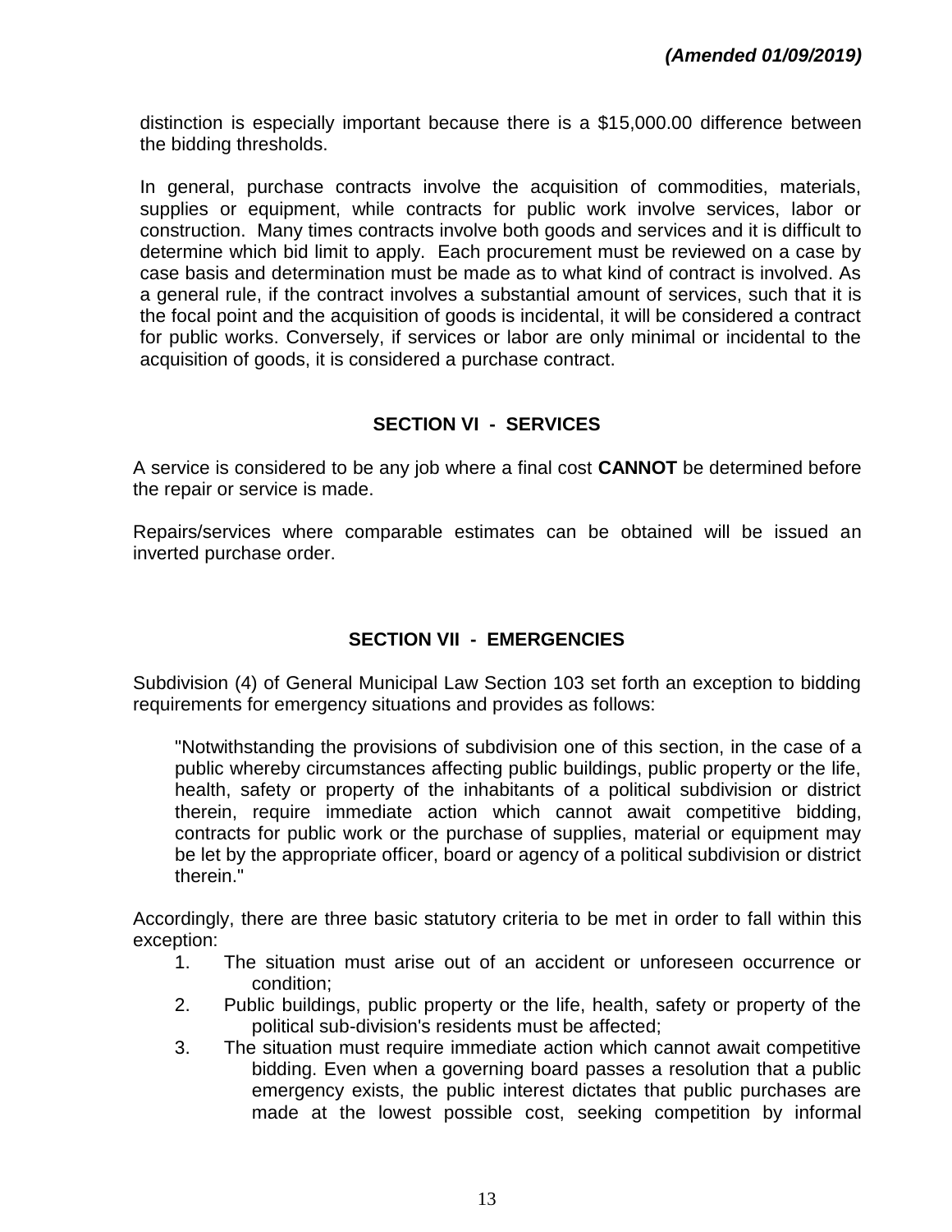distinction is especially important because there is a $15,000.00 difference between the bidding thresholds.

In general, purchase contracts involve the acquisition of commodities, materials, supplies or equipment, while contracts for public work involve services, labor or construction. Many times contracts involve both goods and services and it is difficult to determine which bid limit to apply. Each procurement must be reviewed on a case by case basis and determination must be made as to what kind of contract is involved. As a general rule, if the contract involves a substantial amount of services, such that it is the focal point and the acquisition of goods is incidental, it will be considered a contract for public works. Conversely, if services or labor are only minimal or incidental to the acquisition of goods, it is considered a purchase contract.

## SECTION VI - SERVICES

A service is considered to be any job where a final cost **CANNOT** be determined before the repair or service is made.

Repairs/services where comparable estimates can be obtained will be issued an inverted purchase order.

## SECTION VII - EMERGENCIES

Subdivision (4) of General Municipal Law Section 103 set forth an exception to bidding requirements for emergency situations and provides as follows:

> "Notwithstanding the provisions of subdivision one of this section, in the case of a public whereby circumstances affecting public buildings, public property or the life, health, safety or property of the inhabitants of a political subdivision or district therein, require immediate action which cannot await competitive bidding, contracts for public work or the purchase of supplies, material or equipment may be let by the appropriate officer, board or agency of a political subdivision or district therein."

Accordingly, there are three basic statutory criteria to be met in order to fall within this exception:

1. The situation must arise out of an accident or unforeseen occurrence or condition;
2. Public buildings, public property or the life, health, safety or property of the political sub-division's residents must be affected;
3. The situation must require immediate action which cannot await competitive bidding. Even when a governing board passes a resolution that a public emergency exists, the public interest dictates that public purchases are made at the lowest possible cost, seeking competition by informal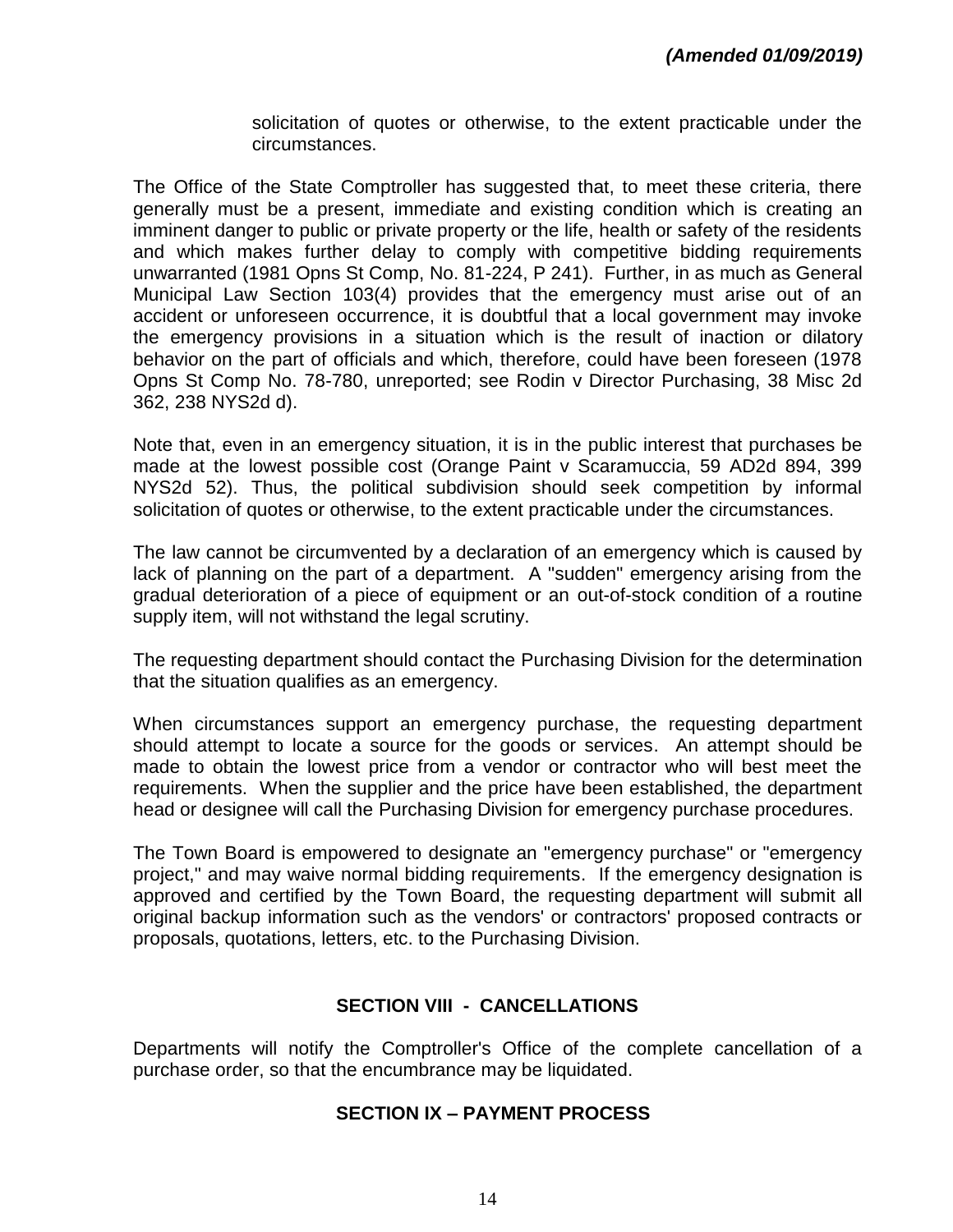*(Amended 01/09/2019)*

solicitation of quotes or otherwise, to the extent practicable under the circumstances.

The Office of the State Comptroller has suggested that, to meet these criteria, there generally must be a present, immediate and existing condition which is creating an imminent danger to public or private property or the life, health or safety of the residents and which makes further delay to comply with competitive bidding requirements unwarranted (1981 Opns St Comp, No. 81-224, P 241). Further, in as much as General Municipal Law Section 103(4) provides that the emergency must arise out of an accident or unforeseen occurrence, it is doubtful that a local government may invoke the emergency provisions in a situation which is the result of inaction or dilatory behavior on the part of officials and which, therefore, could have been foreseen (1978 Opns St Comp No. 78-780, unreported; see Rodin v Director Purchasing, 38 Misc 2d 362, 238 NYS2d d).

Note that, even in an emergency situation, it is in the public interest that purchases be made at the lowest possible cost (Orange Paint v Scaramuccia, 59 AD2d 894, 399 NYS2d 52). Thus, the political subdivision should seek competition by informal solicitation of quotes or otherwise, to the extent practicable under the circumstances.

The law cannot be circumvented by a declaration of an emergency which is caused by lack of planning on the part of a department. A "sudden" emergency arising from the gradual deterioration of a piece of equipment or an out-of-stock condition of a routine supply item, will not withstand the legal scrutiny.

The requesting department should contact the Purchasing Division for the determination that the situation qualifies as an emergency.

When circumstances support an emergency purchase, the requesting department should attempt to locate a source for the goods or services. An attempt should be made to obtain the lowest price from a vendor or contractor who will best meet the requirements. When the supplier and the price have been established, the department head or designee will call the Purchasing Division for emergency purchase procedures.

The Town Board is empowered to designate an "emergency purchase" or "emergency project," and may waive normal bidding requirements. If the emergency designation is approved and certified by the Town Board, the requesting department will submit all original backup information such as the vendors' or contractors' proposed contracts or proposals, quotations, letters, etc. to the Purchasing Division.

## SECTION VIII - CANCELLATIONS

Departments will notify the Comptroller's Office of the complete cancellation of a purchase order, so that the encumbrance may be liquidated.

## SECTION IX – PAYMENT PROCESS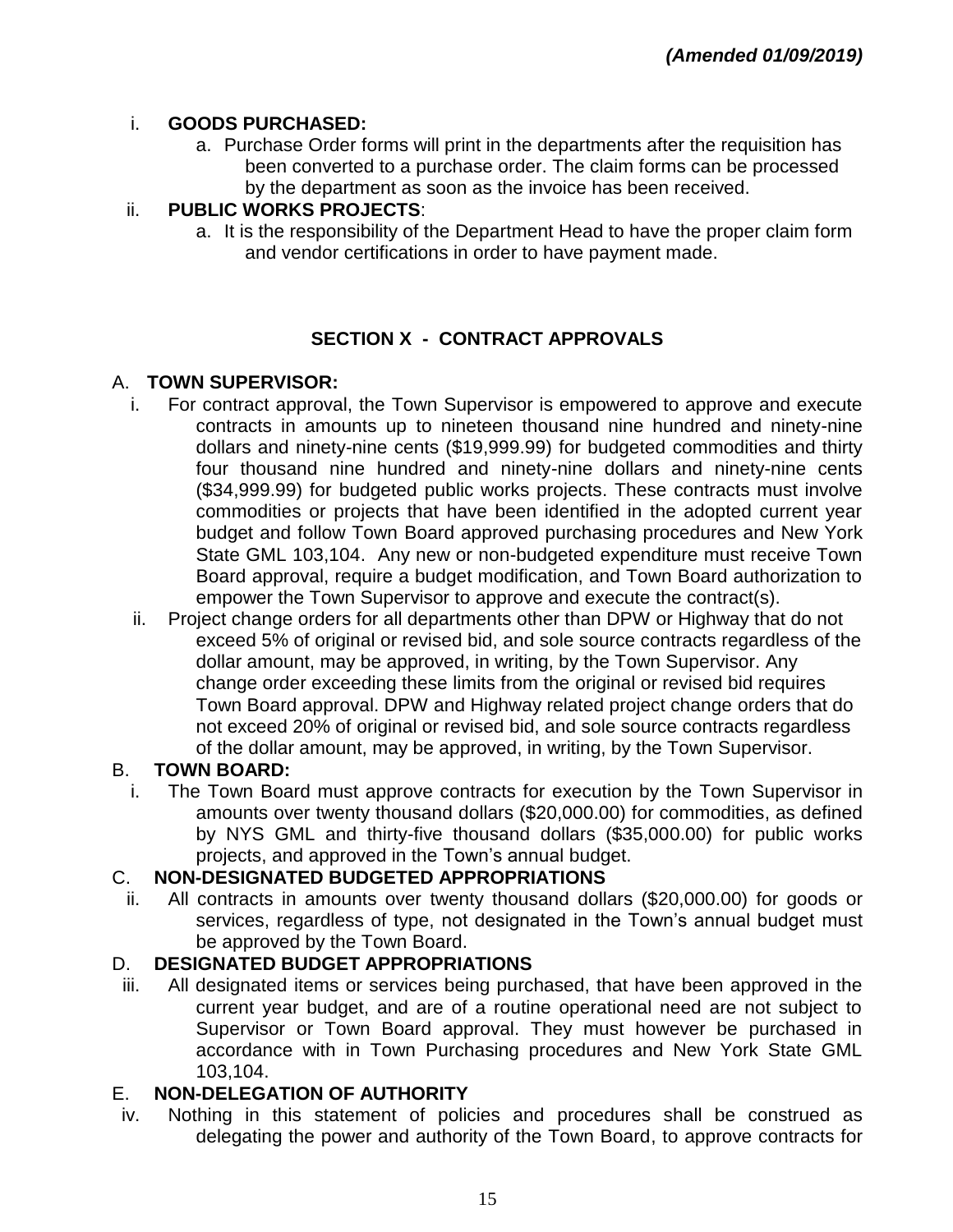***(Amended 01/09/2019)***

i. **GOODS PURCHASED:**
   a. Purchase Order forms will print in the departments after the requisition has been converted to a purchase order. The claim forms can be processed by the department as soon as the invoice has been received.

ii. **PUBLIC WORKS PROJECTS**:
   a. It is the responsibility of the Department Head to have the proper claim form and vendor certifications in order to have payment made.

## SECTION X - CONTRACT APPROVALS

A. **TOWN SUPERVISOR:**

i. For contract approval, the Town Supervisor is empowered to approve and execute contracts in amounts up to nineteen thousand nine hundred and ninety-nine dollars and ninety-nine cents ($19,999.99) for budgeted commodities and thirty four thousand nine hundred and ninety-nine dollars and ninety-nine cents ($34,999.99) for budgeted public works projects. These contracts must involve commodities or projects that have been identified in the adopted current year budget and follow Town Board approved purchasing procedures and New York State GML 103,104. Any new or non-budgeted expenditure must receive Town Board approval, require a budget modification, and Town Board authorization to empower the Town Supervisor to approve and execute the contract(s).

ii. Project change orders for all departments other than DPW or Highway that do not exceed 5% of original or revised bid, and sole source contracts regardless of the dollar amount, may be approved, in writing, by the Town Supervisor. Any change order exceeding these limits from the original or revised bid requires Town Board approval. DPW and Highway related project change orders that do not exceed 20% of original or revised bid, and sole source contracts regardless of the dollar amount, may be approved, in writing, by the Town Supervisor.

B. **TOWN BOARD:**

i. The Town Board must approve contracts for execution by the Town Supervisor in amounts over twenty thousand dollars ($20,000.00) for commodities, as defined by NYS GML and thirty-five thousand dollars ($35,000.00) for public works projects, and approved in the Town's annual budget.

C. **NON-DESIGNATED BUDGETED APPROPRIATIONS**

ii. All contracts in amounts over twenty thousand dollars ($20,000.00) for goods or services, regardless of type, not designated in the Town's annual budget must be approved by the Town Board.

D. **DESIGNATED BUDGET APPROPRIATIONS**

iii. All designated items or services being purchased, that have been approved in the current year budget, and are of a routine operational need are not subject to Supervisor or Town Board approval. They must however be purchased in accordance with in Town Purchasing procedures and New York State GML 103,104.

E. **NON-DELEGATION OF AUTHORITY**

iv. Nothing in this statement of policies and procedures shall be construed as delegating the power and authority of the Town Board, to approve contracts for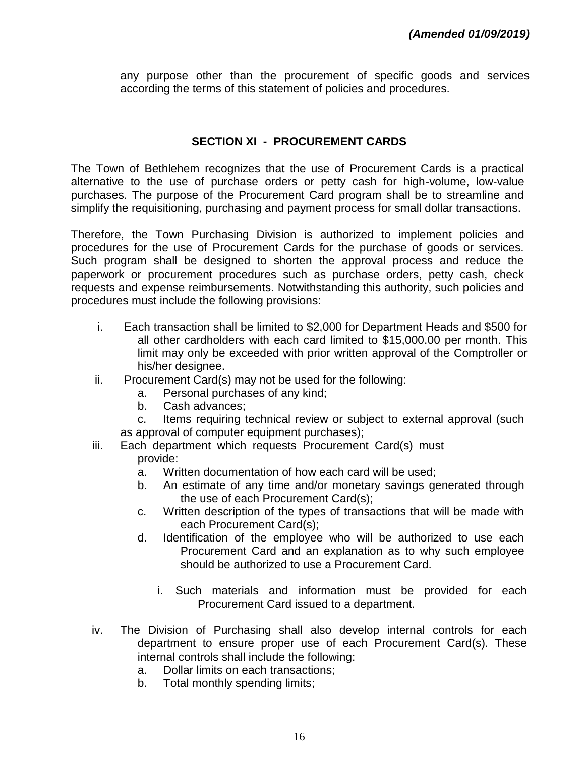*(Amended 01/09/2019)*

any purpose other than the procurement of specific goods and services according the terms of this statement of policies and procedures.

## SECTION XI - PROCUREMENT CARDS

The Town of Bethlehem recognizes that the use of Procurement Cards is a practical alternative to the use of purchase orders or petty cash for high-volume, low-value purchases. The purpose of the Procurement Card program shall be to streamline and simplify the requisitioning, purchasing and payment process for small dollar transactions.

Therefore, the Town Purchasing Division is authorized to implement policies and procedures for the use of Procurement Cards for the purchase of goods or services. Such program shall be designed to shorten the approval process and reduce the paperwork or procurement procedures such as purchase orders, petty cash, check requests and expense reimbursements. Notwithstanding this authority, such policies and procedures must include the following provisions:

i. Each transaction shall be limited to $2,000 for Department Heads and $500 for all other cardholders with each card limited to $15,000.00 per month. This limit may only be exceeded with prior written approval of the Comptroller or his/her designee.

ii. Procurement Card(s) may not be used for the following:
   - a. Personal purchases of any kind;
   - b. Cash advances;
   - c. Items requiring technical review or subject to external approval (such as approval of computer equipment purchases);

iii. Each department which requests Procurement Card(s) must provide:
   - a. Written documentation of how each card will be used;
   - b. An estimate of any time and/or monetary savings generated through the use of each Procurement Card(s);
   - c. Written description of the types of transactions that will be made with each Procurement Card(s);
   - d. Identification of the employee who will be authorized to use each Procurement Card and an explanation as to why such employee should be authorized to use a Procurement Card.
     - i. Such materials and information must be provided for each Procurement Card issued to a department.

iv. The Division of Purchasing shall also develop internal controls for each department to ensure proper use of each Procurement Card(s). These internal controls shall include the following:
   - a. Dollar limits on each transactions;
   - b. Total monthly spending limits;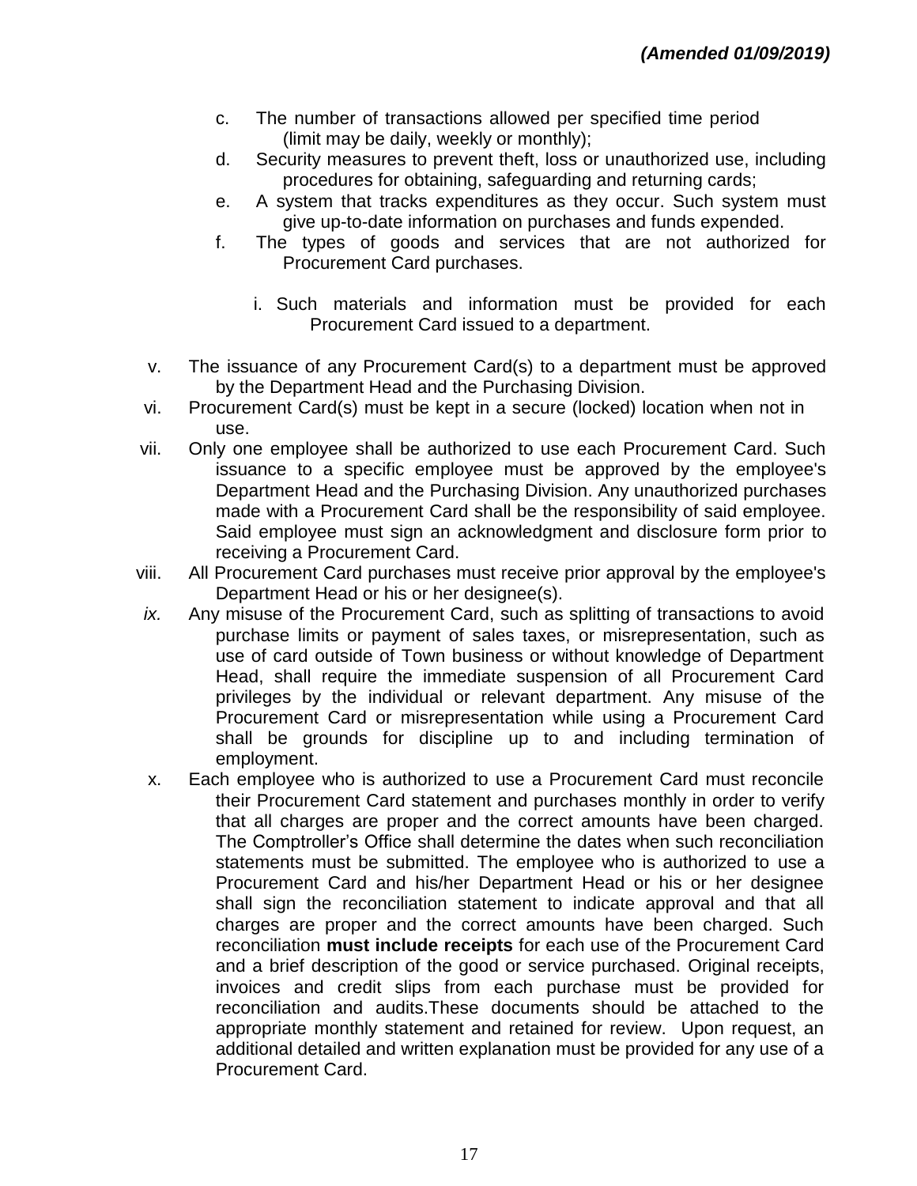*(Amended 01/09/2019)*

c. The number of transactions allowed per specified time period (limit may be daily, weekly or monthly);

d. Security measures to prevent theft, loss or unauthorized use, including procedures for obtaining, safeguarding and returning cards;

e. A system that tracks expenditures as they occur. Such system must give up-to-date information on purchases and funds expended.

f. The types of goods and services that are not authorized for Procurement Card purchases.

   i. Such materials and information must be provided for each Procurement Card issued to a department.

v. The issuance of any Procurement Card(s) to a department must be approved by the Department Head and the Purchasing Division.

vi. Procurement Card(s) must be kept in a secure (locked) location when not in use.

vii. Only one employee shall be authorized to use each Procurement Card. Such issuance to a specific employee must be approved by the employee's Department Head and the Purchasing Division. Any unauthorized purchases made with a Procurement Card shall be the responsibility of said employee. Said employee must sign an acknowledgment and disclosure form prior to receiving a Procurement Card.

viii. All Procurement Card purchases must receive prior approval by the employee's Department Head or his or her designee(s).

*ix.* Any misuse of the Procurement Card, such as splitting of transactions to avoid purchase limits or payment of sales taxes, or misrepresentation, such as use of card outside of Town business or without knowledge of Department Head, shall require the immediate suspension of all Procurement Card privileges by the individual or relevant department. Any misuse of the Procurement Card or misrepresentation while using a Procurement Card shall be grounds for discipline up to and including termination of employment.

x. Each employee who is authorized to use a Procurement Card must reconcile their Procurement Card statement and purchases monthly in order to verify that all charges are proper and the correct amounts have been charged. The Comptroller's Office shall determine the dates when such reconciliation statements must be submitted. The employee who is authorized to use a Procurement Card and his/her Department Head or his or her designee shall sign the reconciliation statement to indicate approval and that all charges are proper and the correct amounts have been charged. Such reconciliation **must include receipts** for each use of the Procurement Card and a brief description of the good or service purchased. Original receipts, invoices and credit slips from each purchase must be provided for reconciliation and audits.These documents should be attached to the appropriate monthly statement and retained for review. Upon request, an additional detailed and written explanation must be provided for any use of a Procurement Card.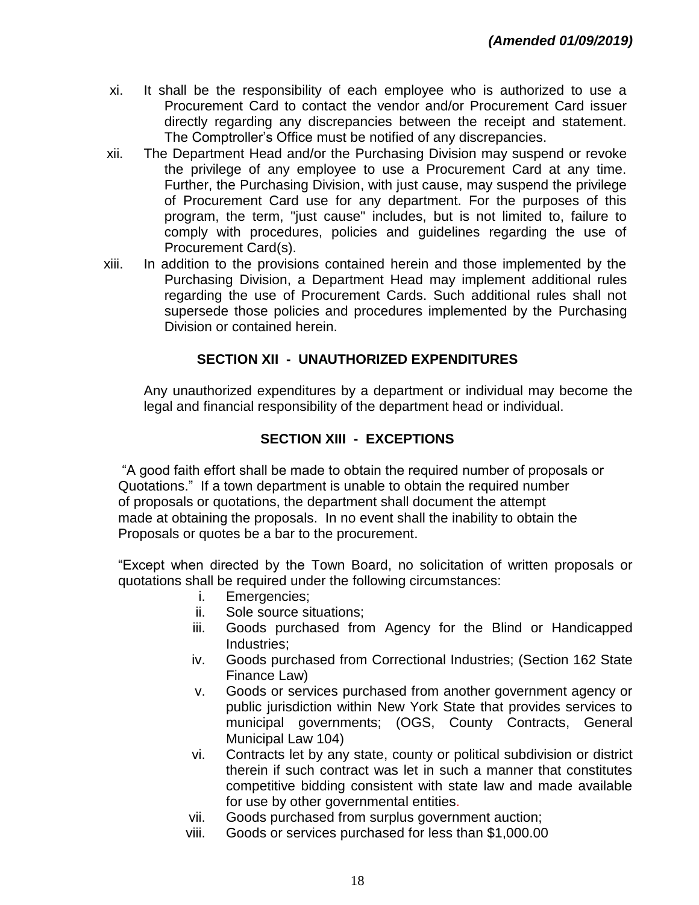*(Amended 01/09/2019)*

xi. It shall be the responsibility of each employee who is authorized to use a Procurement Card to contact the vendor and/or Procurement Card issuer directly regarding any discrepancies between the receipt and statement. The Comptroller's Office must be notified of any discrepancies.

xii. The Department Head and/or the Purchasing Division may suspend or revoke the privilege of any employee to use a Procurement Card at any time. Further, the Purchasing Division, with just cause, may suspend the privilege of Procurement Card use for any department. For the purposes of this program, the term, "just cause" includes, but is not limited to, failure to comply with procedures, policies and guidelines regarding the use of Procurement Card(s).

xiii. In addition to the provisions contained herein and those implemented by the Purchasing Division, a Department Head may implement additional rules regarding the use of Procurement Cards. Such additional rules shall not supersede those policies and procedures implemented by the Purchasing Division or contained herein.

## SECTION XII - UNAUTHORIZED EXPENDITURES

Any unauthorized expenditures by a department or individual may become the legal and financial responsibility of the department head or individual.

## SECTION XIII - EXCEPTIONS

"A good faith effort shall be made to obtain the required number of proposals or Quotations." If a town department is unable to obtain the required number of proposals or quotations, the department shall document the attempt made at obtaining the proposals. In no event shall the inability to obtain the Proposals or quotes be a bar to the procurement.

"Except when directed by the Town Board, no solicitation of written proposals or quotations shall be required under the following circumstances:

i. Emergencies;
ii. Sole source situations;
iii. Goods purchased from Agency for the Blind or Handicapped Industries;
iv. Goods purchased from Correctional Industries; (Section 162 State Finance Law)
v. Goods or services purchased from another government agency or public jurisdiction within New York State that provides services to municipal governments; (OGS, County Contracts, General Municipal Law 104)
vi. Contracts let by any state, county or political subdivision or district therein if such contract was let in such a manner that constitutes competitive bidding consistent with state law and made available for use by other governmental entities.
vii. Goods purchased from surplus government auction;
viii. Goods or services purchased for less than $1,000.00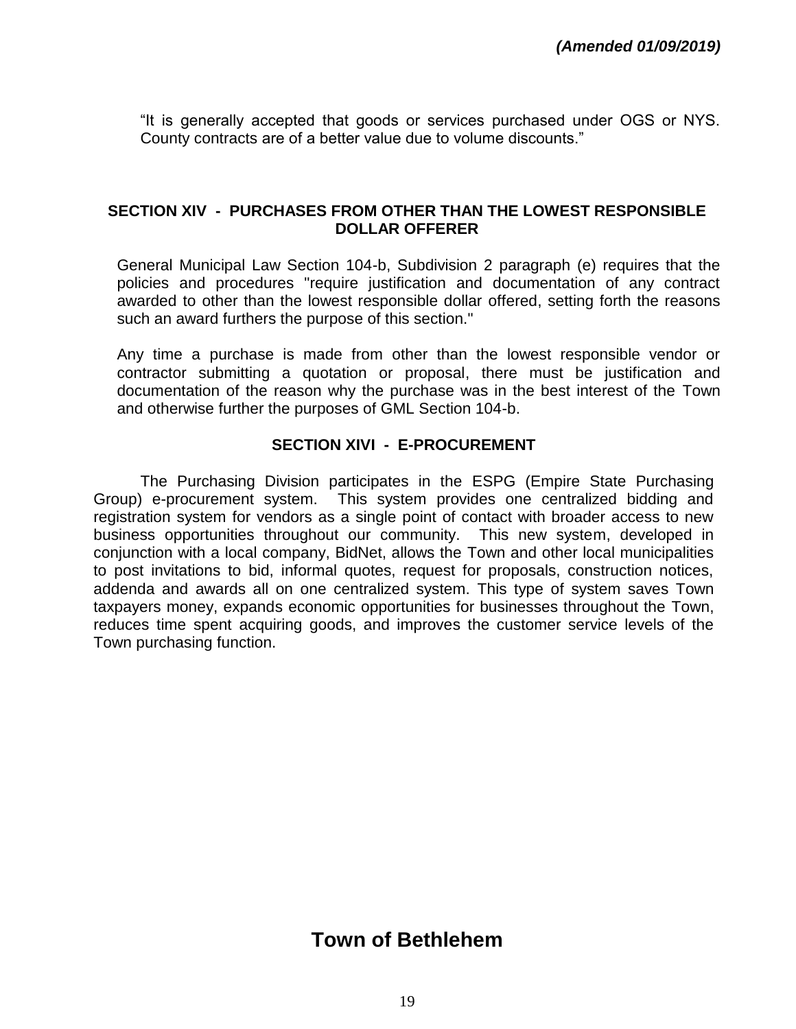*(Amended 01/09/2019)*

"It is generally accepted that goods or services purchased under OGS or NYS. County contracts are of a better value due to volume discounts."

## SECTION XIV - PURCHASES FROM OTHER THAN THE LOWEST RESPONSIBLE DOLLAR OFFERER

General Municipal Law Section 104-b, Subdivision 2 paragraph (e) requires that the policies and procedures "require justification and documentation of any contract awarded to other than the lowest responsible dollar offered, setting forth the reasons such an award furthers the purpose of this section."

Any time a purchase is made from other than the lowest responsible vendor or contractor submitting a quotation or proposal, there must be justification and documentation of the reason why the purchase was in the best interest of the Town and otherwise further the purposes of GML Section 104-b.

## SECTION XIVI - E-PROCUREMENT

The Purchasing Division participates in the ESPG (Empire State Purchasing Group) e-procurement system. This system provides one centralized bidding and registration system for vendors as a single point of contact with broader access to new business opportunities throughout our community. This new system, developed in conjunction with a local company, BidNet, allows the Town and other local municipalities to post invitations to bid, informal quotes, request for proposals, construction notices, addenda and awards all on one centralized system. This type of system saves Town taxpayers money, expands economic opportunities for businesses throughout the Town, reduces time spent acquiring goods, and improves the customer service levels of the Town purchasing function.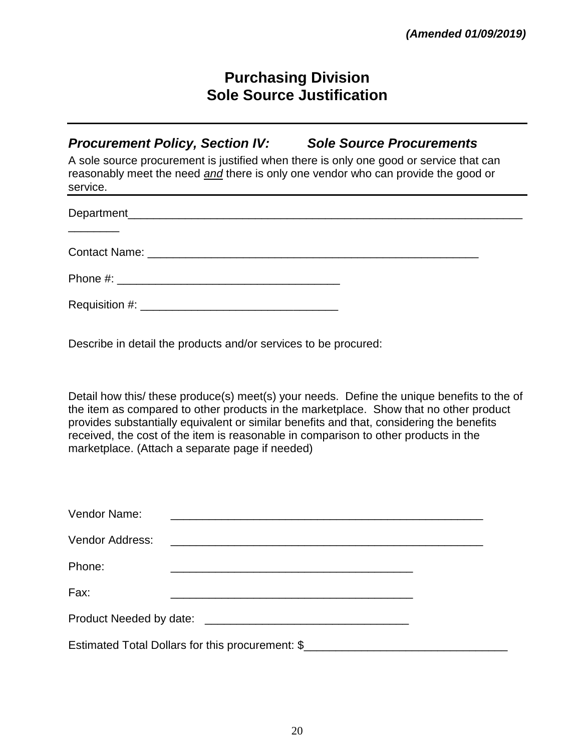***(Amended 01/09/2019)***

# Purchasing Division
# Sole Source Justification

---

***Procurement Policy, Section IV: Sole Source Procurements***

A sole source procurement is justified when there is only one good or service that can reasonably meet the need *and* there is only one vendor who can provide the good or service.

---

Department__________________________________________________________________________

Contact Name: _____________________________________________________

Phone #: ___________________________________

Requisition #: _______________________________

Describe in detail the products and/or services to be procured:

Detail how this/ these produce(s) meet(s) your needs. Define the unique benefits to the of the item as compared to other products in the marketplace. Show that no other product provides substantially equivalent or similar benefits and that, considering the benefits received, the cost of the item is reasonable in comparison to other products in the marketplace. (Attach a separate page if needed)

Vendor Name: ___________________________________________________

Vendor Address: ___________________________________________________

Phone: _______________________________________

Fax: _______________________________________

Product Needed by date: ________________________________

Estimated Total Dollars for this procurement: $________________________________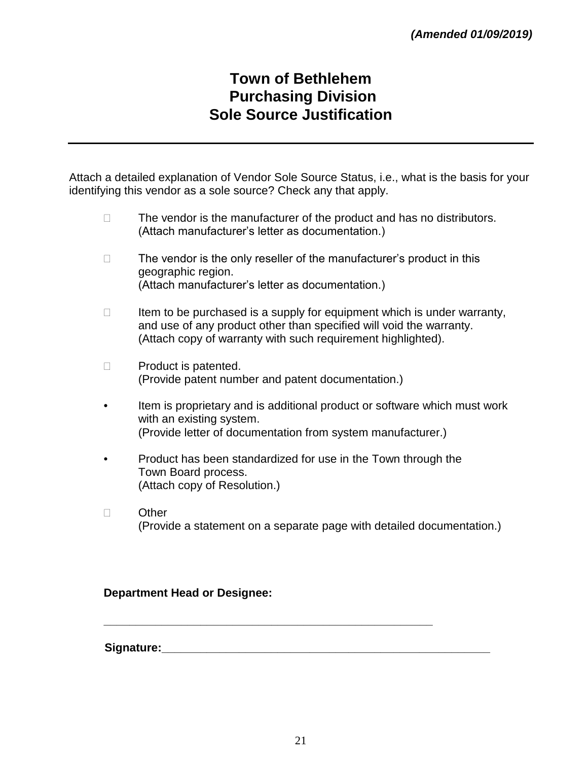*(Amended 01/09/2019)*

# Town of Bethlehem
# Purchasing Division
# Sole Source Justification

---

Attach a detailed explanation of Vendor Sole Source Status, i.e., what is the basis for your identifying this vendor as a sole source? Check any that apply.

- ☐ The vendor is the manufacturer of the product and has no distributors.
  (Attach manufacturer's letter as documentation.)

- ☐ The vendor is the only reseller of the manufacturer's product in this geographic region.
  (Attach manufacturer's letter as documentation.)

- ☐ Item to be purchased is a supply for equipment which is under warranty, and use of any product other than specified will void the warranty.
  (Attach copy of warranty with such requirement highlighted).

- ☐ Product is patented.
  (Provide patent number and patent documentation.)

- • Item is proprietary and is additional product or software which must work with an existing system.
  (Provide letter of documentation from system manufacturer.)

- • Product has been standardized for use in the Town through the Town Board process.
  (Attach copy of Resolution.)

- ☐ Other
  (Provide a statement on a separate page with detailed documentation.)

**Department Head or Designee:**

______________________________________________________

**Signature:**______________________________________________________